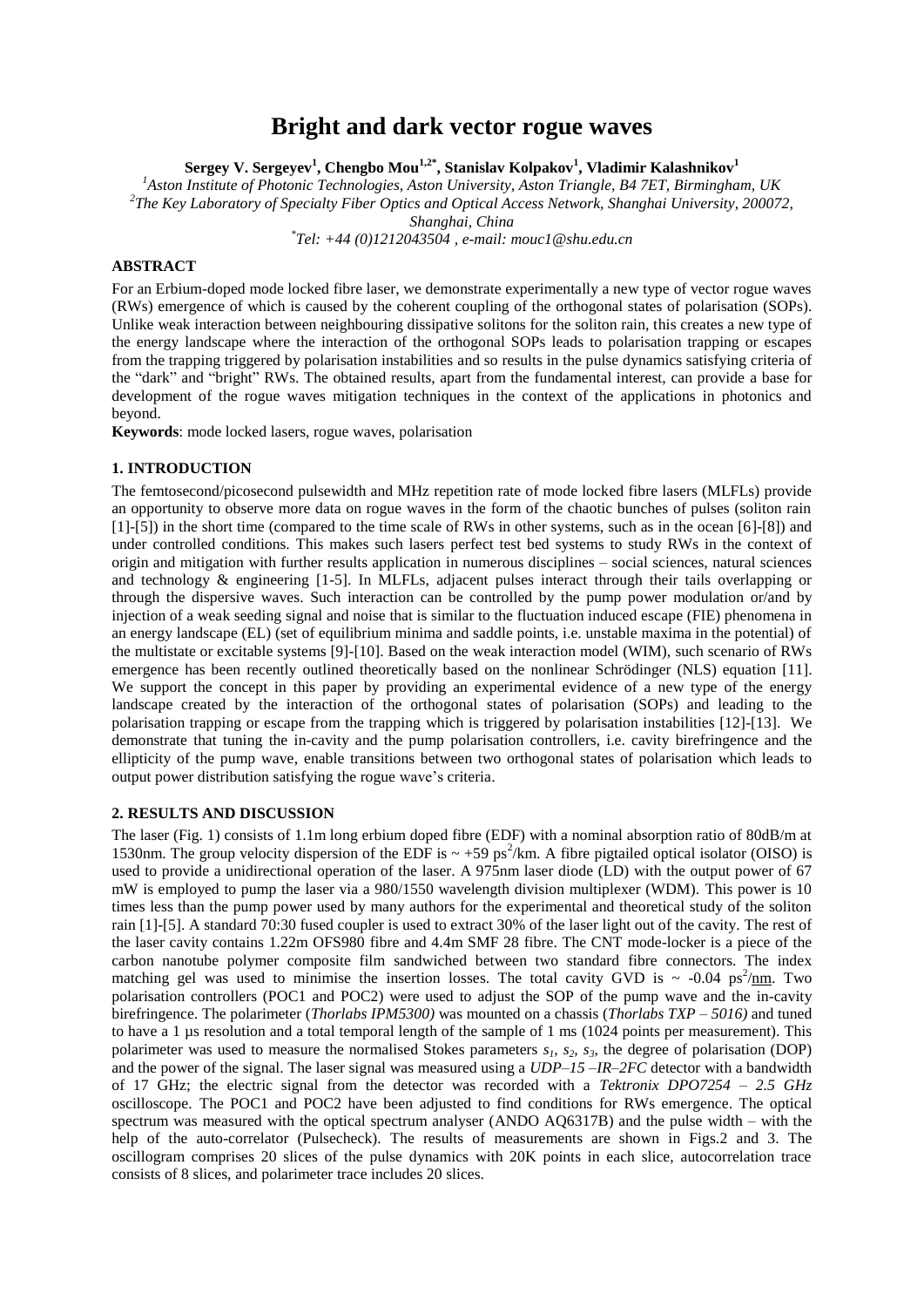# Bright and dark vector rogue waves

**Sergey V. Sergeyev[1], Chengbo Mou[1,2*], Stanislav Kolpakov[1], Vladimir Kalashnikov[1]**

[1]*Aston Institute of Photonic Technologies, Aston University, Aston Triangle, B4 7ET, Birmingham, UK*
[2]*The Key Laboratory of Specialty Fiber Optics and Optical Access Network, Shanghai University, 200072, Shanghai, China*
[*]*Tel: +44 (0)1212043504 , e-mail: mouc1@shu.edu.cn*

### ABSTRACT

For an Erbium-doped mode locked fibre laser, we demonstrate experimentally a new type of vector rogue waves (RWs) emergence of which is caused by the coherent coupling of the orthogonal states of polarisation (SOPs). Unlike weak interaction between neighbouring dissipative solitons for the soliton rain, this creates a new type of the energy landscape where the interaction of the orthogonal SOPs leads to polarisation trapping or escapes from the trapping triggered by polarisation instabilities and so results in the pulse dynamics satisfying criteria of the "dark" and "bright" RWs. The obtained results, apart from the fundamental interest, can provide a base for development of the rogue waves mitigation techniques in the context of the applications in photonics and beyond.

**Keywords**: mode locked lasers, rogue waves, polarisation

### 1. INTRODUCTION

The femtosecond/picosecond pulsewidth and MHz repetition rate of mode locked fibre lasers (MLFLs) provide an opportunity to observe more data on rogue waves in the form of the chaotic bunches of pulses (soliton rain [1]-[5]) in the short time (compared to the time scale of RWs in other systems, such as in the ocean [6]-[8]) and under controlled conditions. This makes such lasers perfect test bed systems to study RWs in the context of origin and mitigation with further results application in numerous disciplines – social sciences, natural sciences and technology & engineering [1-5]. In MLFLs, adjacent pulses interact through their tails overlapping or through the dispersive waves. Such interaction can be controlled by the pump power modulation or/and by injection of a weak seeding signal and noise that is similar to the fluctuation induced escape (FIE) phenomena in an energy landscape (EL) (set of equilibrium minima and saddle points, i.e. unstable maxima in the potential) of the multistate or excitable systems [9]-[10]. Based on the weak interaction model (WIM), such scenario of RWs emergence has been recently outlined theoretically based on the nonlinear Schrödinger (NLS) equation [11]. We support the concept in this paper by providing an experimental evidence of a new type of the energy landscape created by the interaction of the orthogonal states of polarisation (SOPs) and leading to the polarisation trapping or escape from the trapping which is triggered by polarisation instabilities [12]-[13]. We demonstrate that tuning the in-cavity and the pump polarisation controllers, i.e. cavity birefringence and the ellipticity of the pump wave, enable transitions between two orthogonal states of polarisation which leads to output power distribution satisfying the rogue wave's criteria.

### 2. RESULTS AND DISCUSSION

The laser (Fig. 1) consists of 1.1m long erbium doped fibre (EDF) with a nominal absorption ratio of 80dB/m at 1530nm. The group velocity dispersion of the EDF is ~ +59 $ps^2$/km. A fibre pigtailed optical isolator (OISO) is used to provide a unidirectional operation of the laser. A 975nm laser diode (LD) with the output power of 67 mW is employed to pump the laser via a 980/1550 wavelength division multiplexer (WDM). This power is 10 times less than the pump power used by many authors for the experimental and theoretical study of the soliton rain [1]-[5]. A standard 70:30 fused coupler is used to extract 30% of the laser light out of the cavity. The rest of the laser cavity contains 1.22m OFS980 fibre and 4.4m SMF 28 fibre. The CNT mode-locker is a piece of the carbon nanotube polymer composite film sandwiched between two standard fibre connectors. The index matching gel was used to minimise the insertion losses. The total cavity GVD is ~ -0.04 $ps^2$/nm. Two polarisation controllers (POC1 and POC2) were used to adjust the SOP of the pump wave and the in-cavity birefringence. The polarimeter (*Thorlabs IPM5300)* was mounted on a chassis (*Thorlabs TXP – 5016)* and tuned to have a 1 µs resolution and a total temporal length of the sample of 1 ms (1024 points per measurement). This polarimeter was used to measure the normalised Stokes parameters $s_1$, $s_2$, $s_3$, the degree of polarisation (DOP) and the power of the signal. The laser signal was measured using a *UDP–15 –IR–2FC* detector with a bandwidth of 17 GHz; the electric signal from the detector was recorded with a *Tektronix DPO7254 – 2.5 GHz* oscilloscope. The POC1 and POC2 have been adjusted to find conditions for RWs emergence. The optical spectrum was measured with the optical spectrum analyser (ANDO AQ6317B) and the pulse width – with the help of the auto-correlator (Pulsecheck). The results of measurements are shown in Figs.2 and 3. The oscillogram comprises 20 slices of the pulse dynamics with 20K points in each slice, autocorrelation trace consists of 8 slices, and polarimeter trace includes 20 slices.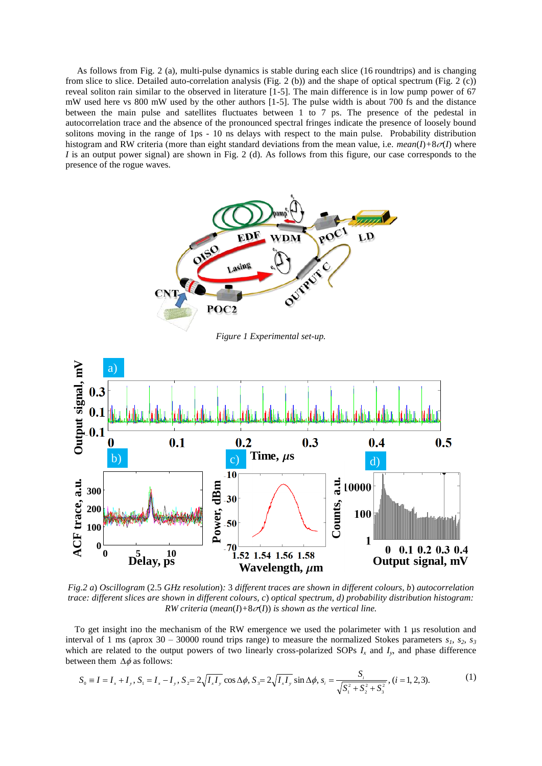As follows from Fig. 2 (a), multi-pulse dynamics is stable during each slice (16 roundtrips) and is changing from slice to slice. Detailed auto-correlation analysis (Fig. 2 (b)) and the shape of optical spectrum (Fig. 2 (c)) reveal soliton rain similar to the observed in literature [1-5]. The main difference is in low pump power of 67 mW used here vs 800 mW used by the other authors [1-5]. The pulse width is about 700 fs and the distance between the main pulse and satellites fluctuates between 1 to 7 ps. The presence of the pedestal in autocorrelation trace and the absence of the pronounced spectral fringes indicate the presence of loosely bound solitons moving in the range of 1ps - 10 ns delays with respect to the main pulse. Probability distribution histogram and RW criteria (more than eight standard deviations from the mean value, i.e. $mean(I)+8\sigma(I)$ where $I$ is an output power signal) are shown in Fig. 2 (d). As follows from this figure, our case corresponds to the presence of the rogue waves.

*Figure 1 Experimental set-up.*

*Fig.2 a) Oscillogram (2.5 GHz resolution): 3 different traces are shown in different colours, b) autocorrelation trace: different slices are shown in different colours, c) optical spectrum, d) probability distribution histogram: RW criteria ($mean(I)+8\sigma(I)$) is shown as the vertical line.*

To get insight ino the mechanism of the RW emergence we used the polarimeter with 1 μs resolution and interval of 1 ms (aprox 30 – 30000 round trips range) to measure the normalized Stokes parameters $s_1$, $s_2$, $s_3$ which are related to the output powers of two linearly cross-polarized SOPs $I_x$ and $I_y$, and phase difference between them $\Delta\phi$ as follows:

$$S_0 \equiv I = I_x + I_y,\ S_1 = I_x - I_y,\ S_2 = 2\sqrt{I_x I_y}\cos\Delta\phi,\ S_3 = 2\sqrt{I_x I_y}\sin\Delta\phi,\ s_i = \frac{S_i}{\sqrt{S_1^2 + S_2^2 + S_3^2}},\ (i = 1, 2, 3). \qquad (1)$$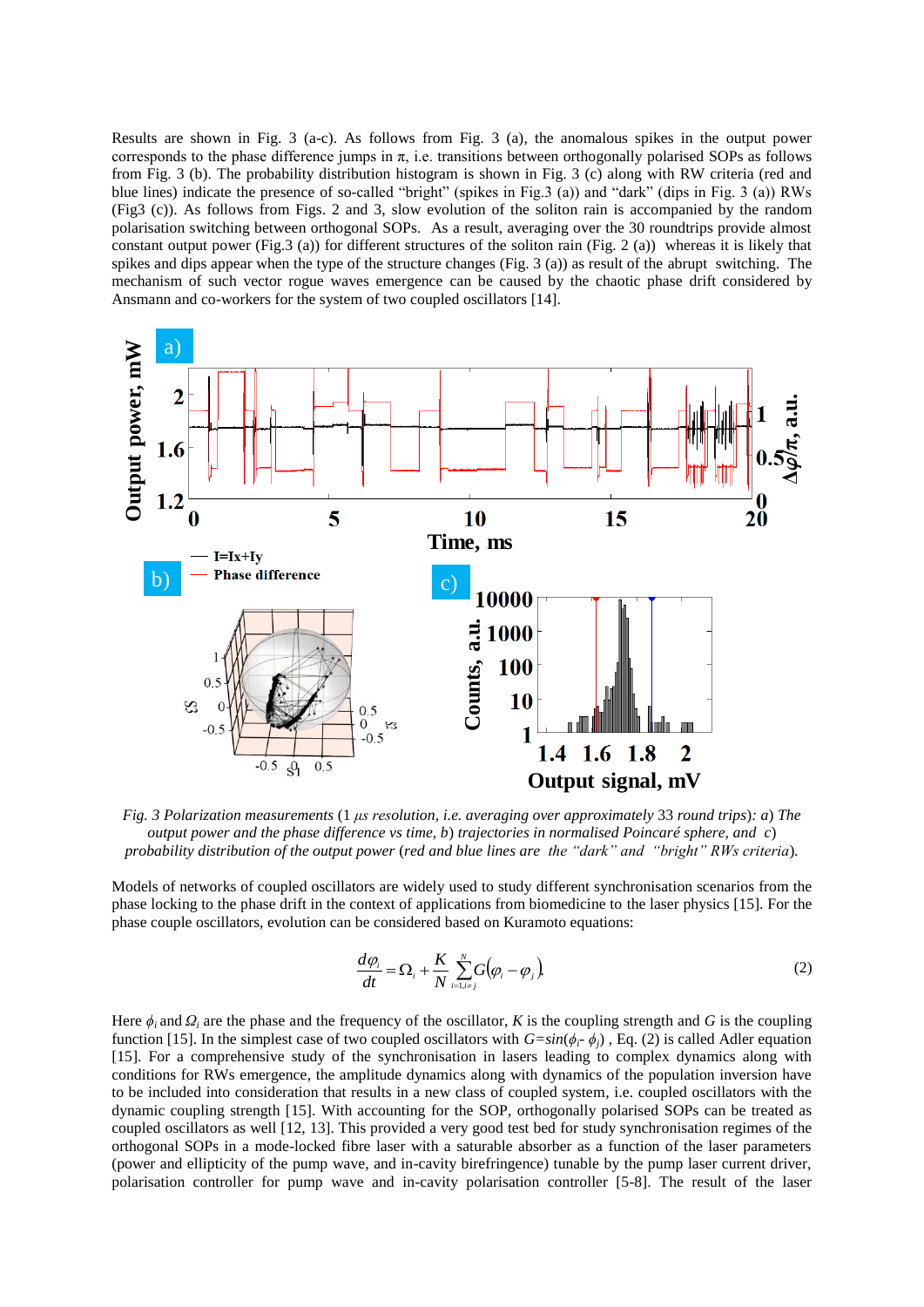Results are shown in Fig. 3 (a-c). As follows from Fig. 3 (a), the anomalous spikes in the output power corresponds to the phase difference jumps in π, i.e. transitions between orthogonally polarised SOPs as follows from Fig. 3 (b). The probability distribution histogram is shown in Fig. 3 (c) along with RW criteria (red and blue lines) indicate the presence of so-called "bright" (spikes in Fig.3 (a)) and "dark" (dips in Fig. 3 (a)) RWs (Fig3 (c)). As follows from Figs. 2 and 3, slow evolution of the soliton rain is accompanied by the random polarisation switching between orthogonal SOPs. As a result, averaging over the 30 roundtrips provide almost constant output power (Fig.3 (a)) for different structures of the soliton rain (Fig. 2 (a)) whereas it is likely that spikes and dips appear when the type of the structure changes (Fig. 3 (a)) as result of the abrupt switching. The mechanism of such vector rogue waves emergence can be caused by the chaotic phase drift considered by Ansmann and co-workers for the system of two coupled oscillators [14].

*Fig. 3 Polarization measurements* (1 *μs resolution, i.e. averaging over approximately* 33 *round trips*)*: a*) *The output power and the phase difference vs time, b*) *trajectories in normalised Poincaré sphere, and c*) *probability distribution of the output power* (*red and blue lines are the "dark" and "bright" RWs criteria*).

Models of networks of coupled oscillators are widely used to study different synchronisation scenarios from the phase locking to the phase drift in the context of applications from biomedicine to the laser physics [15]. For the phase couple oscillators, evolution can be considered based on Kuramoto equations:

$$\frac{d\varphi_i}{dt} = \Omega_i + \frac{K}{N}\sum_{i=1, i\neq j}^{N} G(\varphi_i - \varphi_j) \tag{2}$$

Here $\phi_i$ and $\Omega_i$ are the phase and the frequency of the oscillator, $K$ is the coupling strength and $G$ is the coupling function [15]. In the simplest case of two coupled oscillators with $G=sin(\phi_i - \phi_j)$ , Eq. (2) is called Adler equation [15]. For a comprehensive study of the synchronisation in lasers leading to complex dynamics along with conditions for RWs emergence, the amplitude dynamics along with dynamics of the population inversion have to be included into consideration that results in a new class of coupled system, i.e. coupled oscillators with the dynamic coupling strength [15]. With accounting for the SOP, orthogonally polarised SOPs can be treated as coupled oscillators as well [12, 13]. This provided a very good test bed for study synchronisation regimes of the orthogonal SOPs in a mode-locked fibre laser with a saturable absorber as a function of the laser parameters (power and ellipticity of the pump wave, and in-cavity birefringence) tunable by the pump laser current driver, polarisation controller for pump wave and in-cavity polarisation controller [5-8]. The result of the laser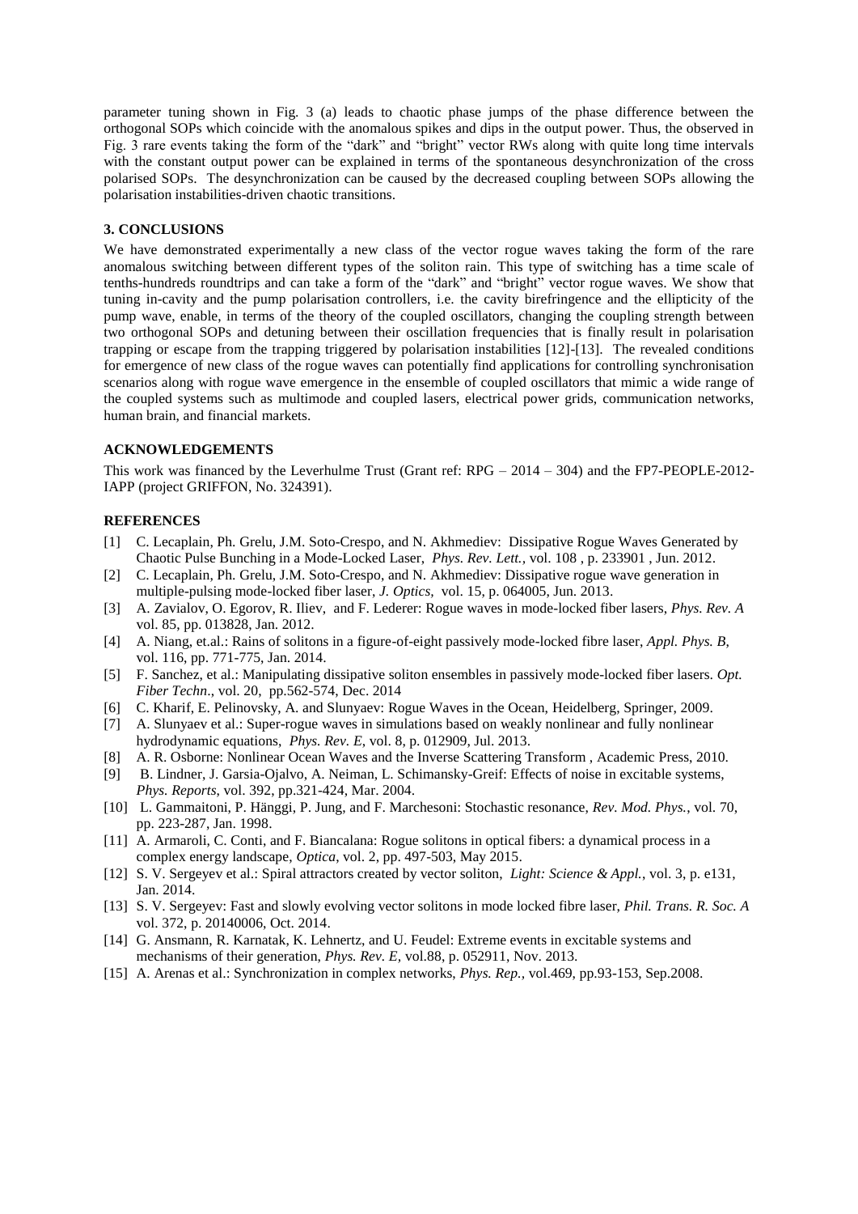parameter tuning shown in Fig. 3 (a) leads to chaotic phase jumps of the phase difference between the orthogonal SOPs which coincide with the anomalous spikes and dips in the output power. Thus, the observed in Fig. 3 rare events taking the form of the "dark" and "bright" vector RWs along with quite long time intervals with the constant output power can be explained in terms of the spontaneous desynchronization of the cross polarised SOPs. The desynchronization can be caused by the decreased coupling between SOPs allowing the polarisation instabilities-driven chaotic transitions.

## 3. CONCLUSIONS

We have demonstrated experimentally a new class of the vector rogue waves taking the form of the rare anomalous switching between different types of the soliton rain. This type of switching has a time scale of tenths-hundreds roundtrips and can take a form of the "dark" and "bright" vector rogue waves. We show that tuning in-cavity and the pump polarisation controllers, i.e. the cavity birefringence and the ellipticity of the pump wave, enable, in terms of the theory of the coupled oscillators, changing the coupling strength between two orthogonal SOPs and detuning between their oscillation frequencies that is finally result in polarisation trapping or escape from the trapping triggered by polarisation instabilities [12]-[13]. The revealed conditions for emergence of new class of the rogue waves can potentially find applications for controlling synchronisation scenarios along with rogue wave emergence in the ensemble of coupled oscillators that mimic a wide range of the coupled systems such as multimode and coupled lasers, electrical power grids, communication networks, human brain, and financial markets.

## ACKNOWLEDGEMENTS

This work was financed by the Leverhulme Trust (Grant ref: RPG – 2014 – 304) and the FP7-PEOPLE-2012-IAPP (project GRIFFON, No. 324391).

## REFERENCES

[1] C. Lecaplain, Ph. Grelu, J.M. Soto-Crespo, and N. Akhmediev: Dissipative Rogue Waves Generated by Chaotic Pulse Bunching in a Mode-Locked Laser, *Phys. Rev. Lett.*, vol. 108 , p. 233901 , Jun. 2012.

[2] C. Lecaplain, Ph. Grelu, J.M. Soto-Crespo, and N. Akhmediev: Dissipative rogue wave generation in multiple-pulsing mode-locked fiber laser, *J. Optics,* vol. 15, p. 064005, Jun. 2013.

[3] A. Zavialov, O. Egorov, R. Iliev, and F. Lederer: Rogue waves in mode-locked fiber lasers, *Phys. Rev. A* vol. 85, pp. 013828, Jan. 2012.

[4] A. Niang, et.al.: Rains of solitons in a figure-of-eight passively mode-locked fibre laser, *Appl. Phys. B*, vol. 116, pp. 771-775, Jan. 2014.

[5] F. Sanchez, et al.: Manipulating dissipative soliton ensembles in passively mode-locked fiber lasers. *Opt. Fiber Techn*., vol. 20, pp.562-574, Dec. 2014

[6] C. Kharif, E. Pelinovsky, A. and Slunyaev: Rogue Waves in the Ocean, Heidelberg, Springer, 2009.

[7] A. Slunyaev et al.: Super-rogue waves in simulations based on weakly nonlinear and fully nonlinear hydrodynamic equations, *Phys. Rev. E*, vol. 8, p. 012909, Jul. 2013.

[8] A. R. Osborne: Nonlinear Ocean Waves and the Inverse Scattering Transform , Academic Press, 2010.

[9] B. Lindner, J. Garsia-Ojalvo, A. Neiman, L. Schimansky-Greif: Effects of noise in excitable systems, *Phys. Reports*, vol. 392, pp.321-424, Mar. 2004.

[10] L. Gammaitoni, P. Hänggi, P. Jung, and F. Marchesoni: Stochastic resonance, *Rev. Mod. Phys.*, vol. 70, pp. 223-287, Jan. 1998.

[11] A. Armaroli, C. Conti, and F. Biancalana: Rogue solitons in optical fibers: a dynamical process in a complex energy landscape, *Optica*, vol. 2, pp. 497-503, May 2015.

[12] S. V. Sergeyev et al.: Spiral attractors created by vector soliton, *Light: Science & Appl.*, vol. 3, p. e131, Jan. 2014.

[13] S. V. Sergeyev: Fast and slowly evolving vector solitons in mode locked fibre laser, *Phil. Trans. R. Soc. A* vol. 372, p. 20140006, Oct. 2014.

[14] G. Ansmann, R. Karnatak, K. Lehnertz, and U. Feudel: Extreme events in excitable systems and mechanisms of their generation, *Phys. Rev. E*, vol.88, p. 052911, Nov. 2013.

[15] A. Arenas et al.: Synchronization in complex networks, *Phys. Rep.,* vol.469, pp.93-153, Sep.2008.